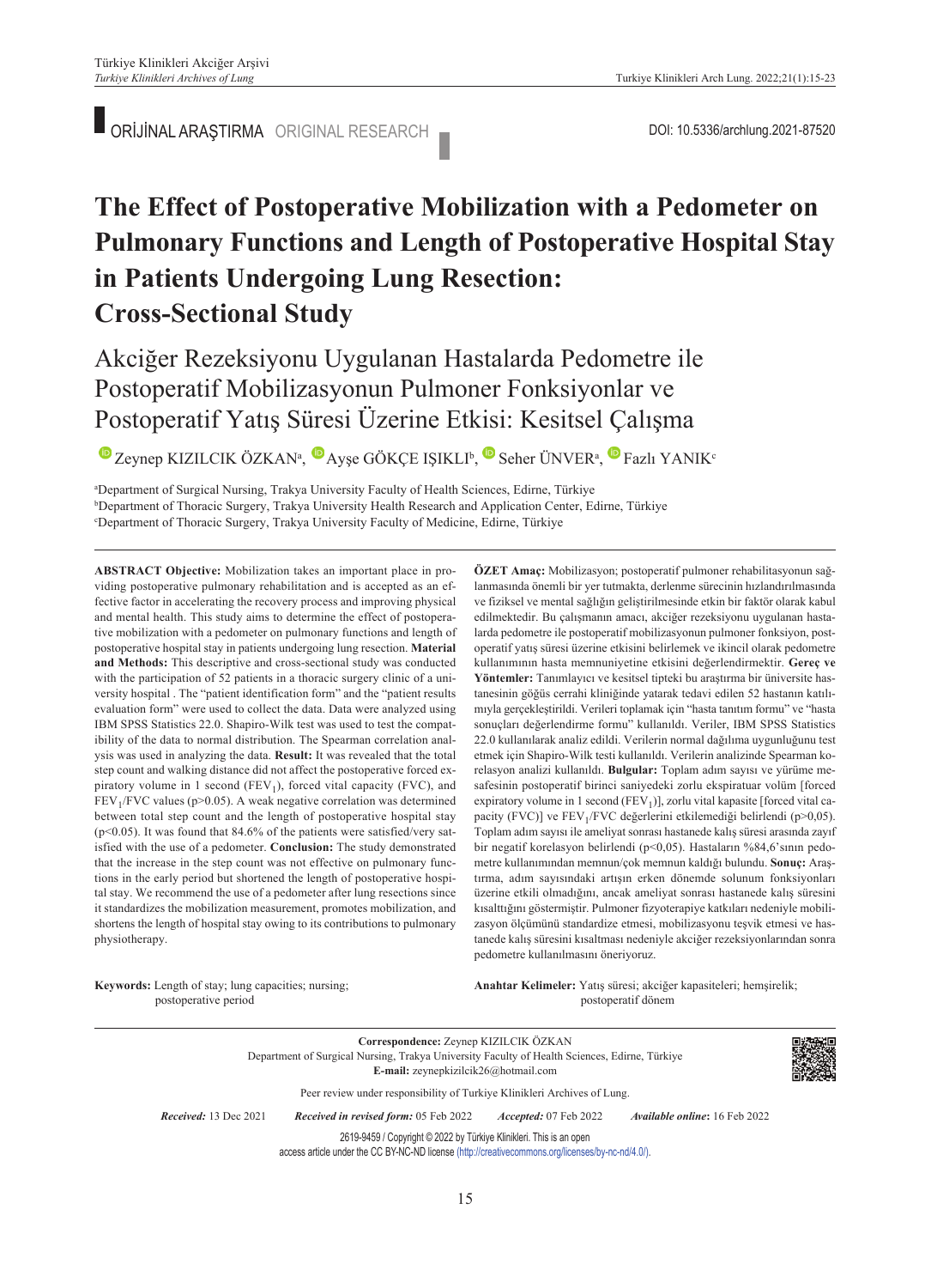ORİJİNAL ARAŞTIRMA ORIGINAL RESEARCH

DOI: 10.5336/archlung.2021-87520

# The Effect of Postoperative Mobilization with a Pedometer on Pulmonary Functions and Length of Postoperative Hospital Stay in Patients Undergoing Lung Resection: Cross-Sectional Study

## Akciğer Rezeksiyonu Uygulanan Hastalarda Pedometre ile Postoperatif Mobilizasyonun Pulmoner Fonksiyonlar ve Postoperatif Yatış Süresi Üzerine Etkisi: Kesitsel Çalışma

Zeynep KIZILCIK ÖZKAN[a], Ayşe GÖKÇE IŞIKLI[b], Seher ÜNVER[a], Fazlı YANIK[c]

[a]Department of Surgical Nursing, Trakya University Faculty of Health Sciences, Edirne, Türkiye
[b]Department of Thoracic Surgery, Trakya University Health Research and Application Center, Edirne, Türkiye
[c]Department of Thoracic Surgery, Trakya University Faculty of Medicine, Edirne, Türkiye

**ABSTRACT Objective:** Mobilization takes an important place in providing postoperative pulmonary rehabilitation and is accepted as an effective factor in accelerating the recovery process and improving physical and mental health. This study aims to determine the effect of postoperative mobilization with a pedometer on pulmonary functions and length of postoperative hospital stay in patients undergoing lung resection. **Material and Methods:** This descriptive and cross-sectional study was conducted with the participation of 52 patients in a thoracic surgery clinic of a university hospital . The "patient identification form" and the "patient results evaluation form" were used to collect the data. Data were analyzed using IBM SPSS Statistics 22.0. Shapiro-Wilk test was used to test the compatibility of the data to normal distribution. The Spearman correlation analysis was used in analyzing the data. **Result:** It was revealed that the total step count and walking distance did not affect the postoperative forced expiratory volume in 1 second ($FEV_1$), forced vital capacity (FVC), and $FEV_1$/FVC values ($p>0.05$). A weak negative correlation was determined between total step count and the length of postoperative hospital stay ($p<0.05$). It was found that 84.6% of the patients were satisfied/very satisfied with the use of a pedometer. **Conclusion:** The study demonstrated that the increase in the step count was not effective on pulmonary functions in the early period but shortened the length of postoperative hospital stay. We recommend the use of a pedometer after lung resections since it standardizes the mobilization measurement, promotes mobilization, and shortens the length of hospital stay owing to its contributions to pulmonary physiotherapy.

**Keywords:** Length of stay; lung capacities; nursing; postoperative period

**ÖZET Amaç:** Mobilizasyon; postoperatif pulmoner rehabilitasyonun sağlanmasında önemli bir yer tutmakta, derlenme sürecinin hızlandırılmasında ve fiziksel ve mental sağlığın geliştirilmesinde etkin bir faktör olarak kabul edilmektedir. Bu çalışmanın amacı, akciğer rezeksiyonu uygulanan hastalarda pedometre ile postoperatif mobilizasyonun pulmoner fonksiyon, postoperatif yatış süresi üzerine etkisini belirlemek ve ikincil olarak pedometre kullanımının hasta memnuniyetine etkisini değerlendirmektir. **Gereç ve Yöntemler:** Tanımlayıcı ve kesitsel tipteki bu araştırma bir üniversite hastanesinin göğüs cerrahi kliniğinde yatarak tedavi edilen 52 hastanın katılımıyla gerçekleştirildi. Verileri toplamak için "hasta tanıtım formu" ve "hasta sonuçları değerlendirme formu" kullanıldı. Veriler, IBM SPSS Statistics 22.0 kullanılarak analiz edildi. Verilerin normal dağılıma uygunluğunu test etmek için Shapiro-Wilk testi kullanıldı. Verilerin analizinde Spearman korelasyon analizi kullanıldı. **Bulgular:** Toplam adım sayısı ve yürüme mesafesinin postoperatif birinci saniyedeki zorlu ekspiratuar volüm [forced expiratory volume in 1 second ($FEV_1$)], zorlu vital kapasite [forced vital capacity (FVC)] ve $FEV_1$/FVC değerlerini etkilemediği belirlendi ($p>0,05$). Toplam adım sayısı ile ameliyat sonrası hastanede kalış süresi arasında zayıf bir negatif korelasyon belirlendi ($p<0,05$). Hastaların %84,6'sının pedometre kullanımından memnun/çok memnun kaldığı bulundu. **Sonuç:** Araştırma, adım sayısındaki artışın erken dönemde solunum fonksiyonları üzerine etkili olmadığını, ancak ameliyat sonrası hastanede kalış süresini kısalttığını göstermiştir. Pulmoner fizyoterapiye katkıları nedeniyle mobilizasyon ölçümünü standardize etmesi, mobilizasyonu teşvik etmesi ve hastanede kalış süresini kısaltması nedeniyle akciğer rezeksiyonlarından sonra pedometre kullanılmasını öneriyoruz.

**Anahtar Kelimeler:** Yatış süresi; akciğer kapasiteleri; hemşirelik; postoperatif dönem

**Correspondence:** Zeynep KIZILCIK ÖZKAN
Department of Surgical Nursing, Trakya University Faculty of Health Sciences, Edirne, Türkiye
**E-mail:** zeynepkizilcik26@hotmail.com

Peer review under responsibility of Turkiye Klinikleri Archives of Lung.

*Received:* 13 Dec 2021 *Received in revised form:* 05 Feb 2022 *Accepted:* 07 Feb 2022 *Available online*: 16 Feb 2022

2619-9459 / Copyright © 2022 by Türkiye Klinikleri. This is an open access article under the CC BY-NC-ND license (http://creativecommons.org/licenses/by-nc-nd/4.0/).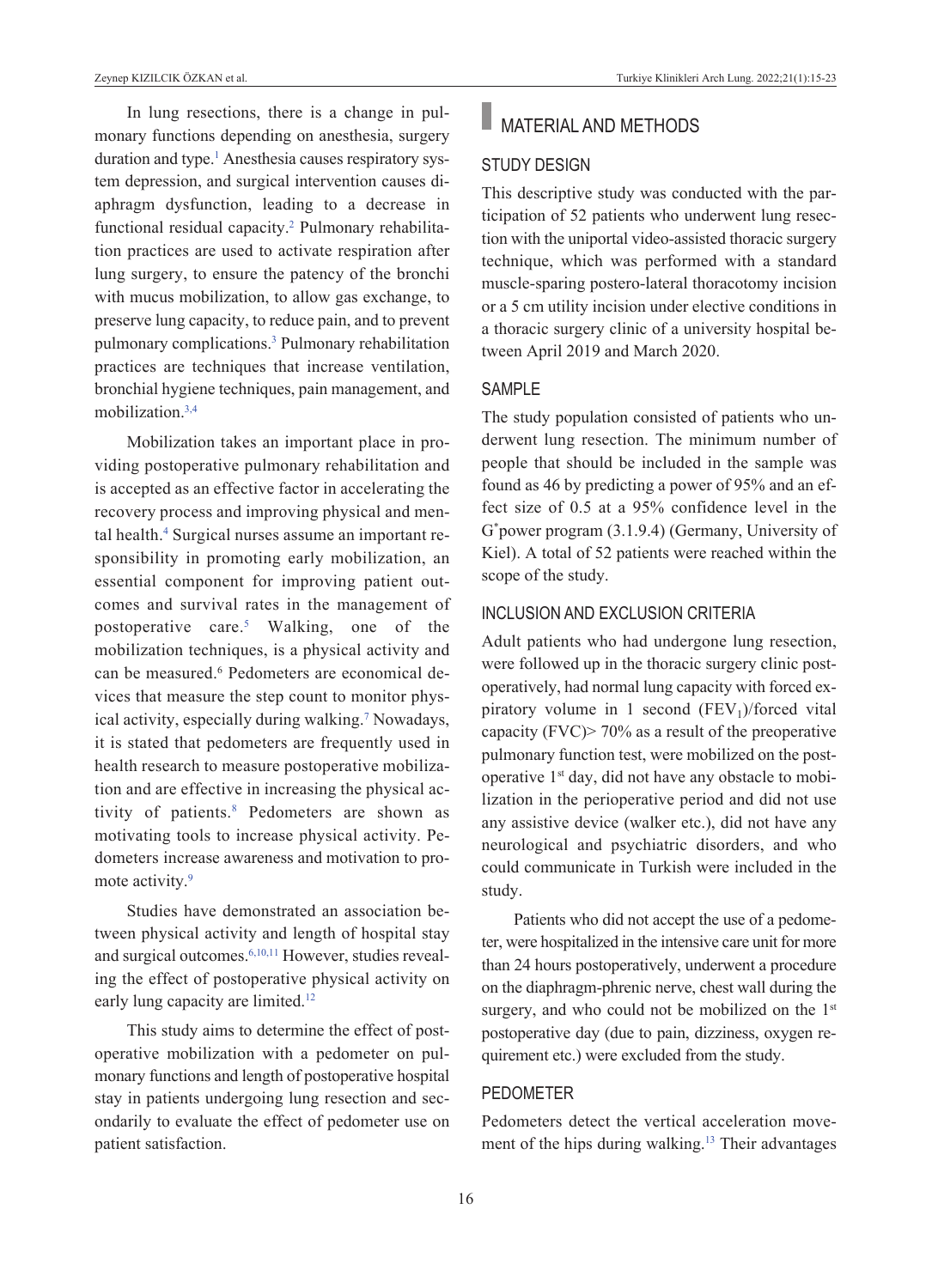In lung resections, there is a change in pulmonary functions depending on anesthesia, surgery duration and type.[1] Anesthesia causes respiratory system depression, and surgical intervention causes diaphragm dysfunction, leading to a decrease in functional residual capacity.[2] Pulmonary rehabilitation practices are used to activate respiration after lung surgery, to ensure the patency of the bronchi with mucus mobilization, to allow gas exchange, to preserve lung capacity, to reduce pain, and to prevent pulmonary complications.[3] Pulmonary rehabilitation practices are techniques that increase ventilation, bronchial hygiene techniques, pain management, and mobilization.[3,4]

Mobilization takes an important place in providing postoperative pulmonary rehabilitation and is accepted as an effective factor in accelerating the recovery process and improving physical and mental health.[4] Surgical nurses assume an important responsibility in promoting early mobilization, an essential component for improving patient outcomes and survival rates in the management of postoperative care.[5] Walking, one of the mobilization techniques, is a physical activity and can be measured.[6] Pedometers are economical devices that measure the step count to monitor physical activity, especially during walking.[7] Nowadays, it is stated that pedometers are frequently used in health research to measure postoperative mobilization and are effective in increasing the physical activity of patients.[8] Pedometers are shown as motivating tools to increase physical activity. Pedometers increase awareness and motivation to promote activity.[9]

Studies have demonstrated an association between physical activity and length of hospital stay and surgical outcomes.[6,10,11] However, studies revealing the effect of postoperative physical activity on early lung capacity are limited.[12]

This study aims to determine the effect of postoperative mobilization with a pedometer on pulmonary functions and length of postoperative hospital stay in patients undergoing lung resection and secondarily to evaluate the effect of pedometer use on patient satisfaction.

## MATERIAL AND METHODS

### STUDY DESIGN

This descriptive study was conducted with the participation of 52 patients who underwent lung resection with the uniportal video-assisted thoracic surgery technique, which was performed with a standard muscle-sparing postero-lateral thoracotomy incision or a 5 cm utility incision under elective conditions in a thoracic surgery clinic of a university hospital between April 2019 and March 2020.

### SAMPLE

The study population consisted of patients who underwent lung resection. The minimum number of people that should be included in the sample was found as 46 by predicting a power of 95% and an effect size of 0.5 at a 95% confidence level in the G*power program (3.1.9.4) (Germany, University of Kiel). A total of 52 patients were reached within the scope of the study.

### INCLUSION AND EXCLUSION CRITERIA

Adult patients who had undergone lung resection, were followed up in the thoracic surgery clinic postoperatively, had normal lung capacity with forced expiratory volume in 1 second ($FEV_1$)/forced vital capacity (FVC)> 70% as a result of the preoperative pulmonary function test, were mobilized on the postoperative 1st day, did not have any obstacle to mobilization in the perioperative period and did not use any assistive device (walker etc.), did not have any neurological and psychiatric disorders, and who could communicate in Turkish were included in the study.

Patients who did not accept the use of a pedometer, were hospitalized in the intensive care unit for more than 24 hours postoperatively, underwent a procedure on the diaphragm-phrenic nerve, chest wall during the surgery, and who could not be mobilized on the 1st postoperative day (due to pain, dizziness, oxygen requirement etc.) were excluded from the study.

### PEDOMETER

Pedometers detect the vertical acceleration movement of the hips during walking.[13] Their advantages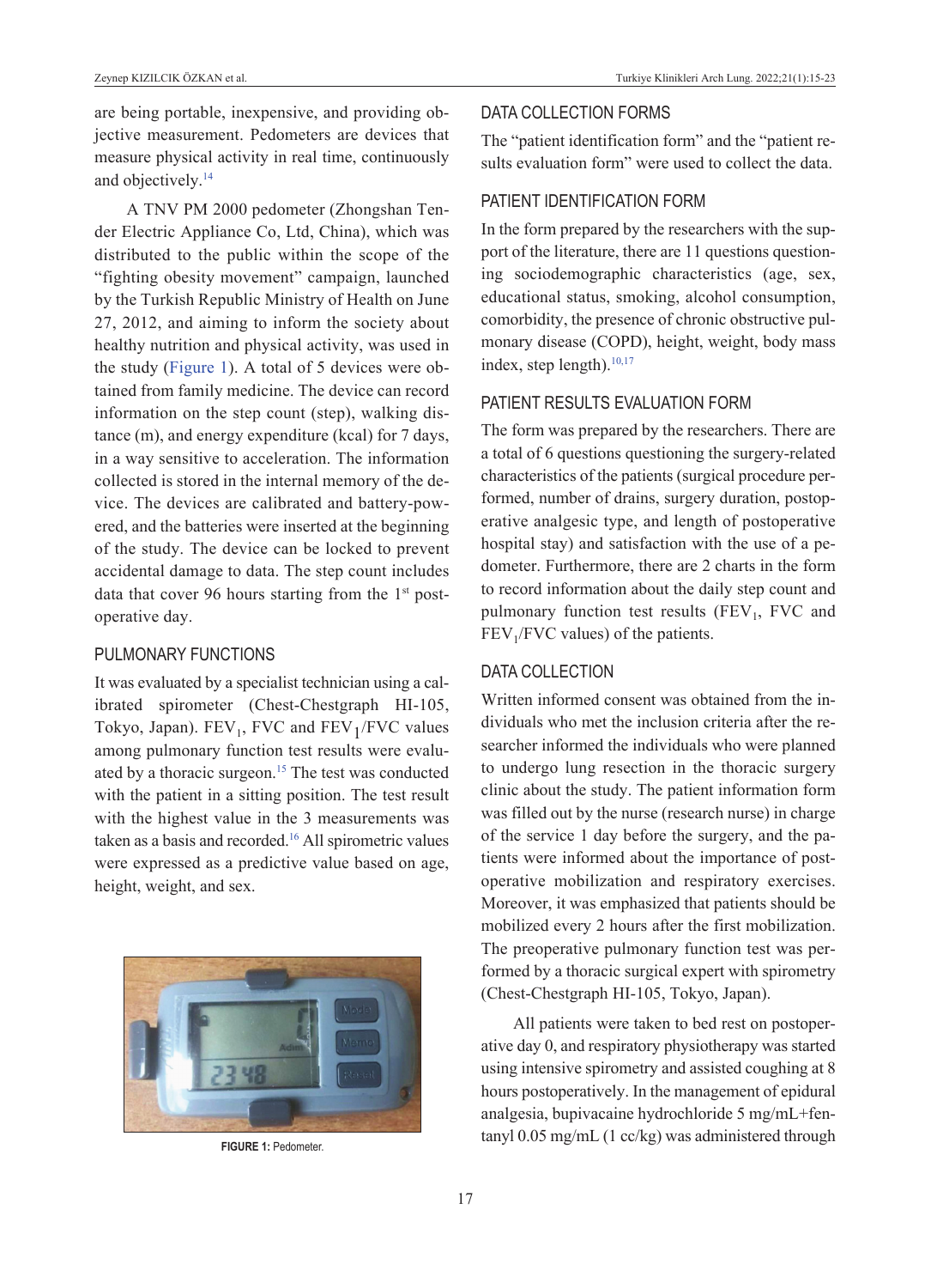are being portable, inexpensive, and providing objective measurement. Pedometers are devices that measure physical activity in real time, continuously and objectively.[14]

A TNV PM 2000 pedometer (Zhongshan Tender Electric Appliance Co, Ltd, China), which was distributed to the public within the scope of the "fighting obesity movement" campaign, launched by the Turkish Republic Ministry of Health on June 27, 2012, and aiming to inform the society about healthy nutrition and physical activity, was used in the study (Figure 1). A total of 5 devices were obtained from family medicine. The device can record information on the step count (step), walking distance (m), and energy expenditure (kcal) for 7 days, in a way sensitive to acceleration. The information collected is stored in the internal memory of the device. The devices are calibrated and battery-powered, and the batteries were inserted at the beginning of the study. The device can be locked to prevent accidental damage to data. The step count includes data that cover 96 hours starting from the 1st postoperative day.

### PULMONARY FUNCTIONS

It was evaluated by a specialist technician using a calibrated spirometer (Chest-Chestgraph HI-105, Tokyo, Japan). $FEV_1$, FVC and $FEV_1$/FVC values among pulmonary function test results were evaluated by a thoracic surgeon.[15] The test was conducted with the patient in a sitting position. The test result with the highest value in the 3 measurements was taken as a basis and recorded.[16] All spirometric values were expressed as a predictive value based on age, height, weight, and sex.

**FIGURE 1:** Pedometer.

### DATA COLLECTION FORMS

The "patient identification form" and the "patient results evaluation form" were used to collect the data.

### PATIENT IDENTIFICATION FORM

In the form prepared by the researchers with the support of the literature, there are 11 questions questioning sociodemographic characteristics (age, sex, educational status, smoking, alcohol consumption, comorbidity, the presence of chronic obstructive pulmonary disease (COPD), height, weight, body mass index, step length).[10,17]

### PATIENT RESULTS EVALUATION FORM

The form was prepared by the researchers. There are a total of 6 questions questioning the surgery-related characteristics of the patients (surgical procedure performed, number of drains, surgery duration, postoperative analgesic type, and length of postoperative hospital stay) and satisfaction with the use of a pedometer. Furthermore, there are 2 charts in the form to record information about the daily step count and pulmonary function test results ($FEV_1$, FVC and $FEV_1$/FVC values) of the patients.

### DATA COLLECTION

Written informed consent was obtained from the individuals who met the inclusion criteria after the researcher informed the individuals who were planned to undergo lung resection in the thoracic surgery clinic about the study. The patient information form was filled out by the nurse (research nurse) in charge of the service 1 day before the surgery, and the patients were informed about the importance of postoperative mobilization and respiratory exercises. Moreover, it was emphasized that patients should be mobilized every 2 hours after the first mobilization. The preoperative pulmonary function test was performed by a thoracic surgical expert with spirometry (Chest-Chestgraph HI-105, Tokyo, Japan).

All patients were taken to bed rest on postoperative day 0, and respiratory physiotherapy was started using intensive spirometry and assisted coughing at 8 hours postoperatively. In the management of epidural analgesia, bupivacaine hydrochloride 5 mg/mL+fentanyl 0.05 mg/mL (1 cc/kg) was administered through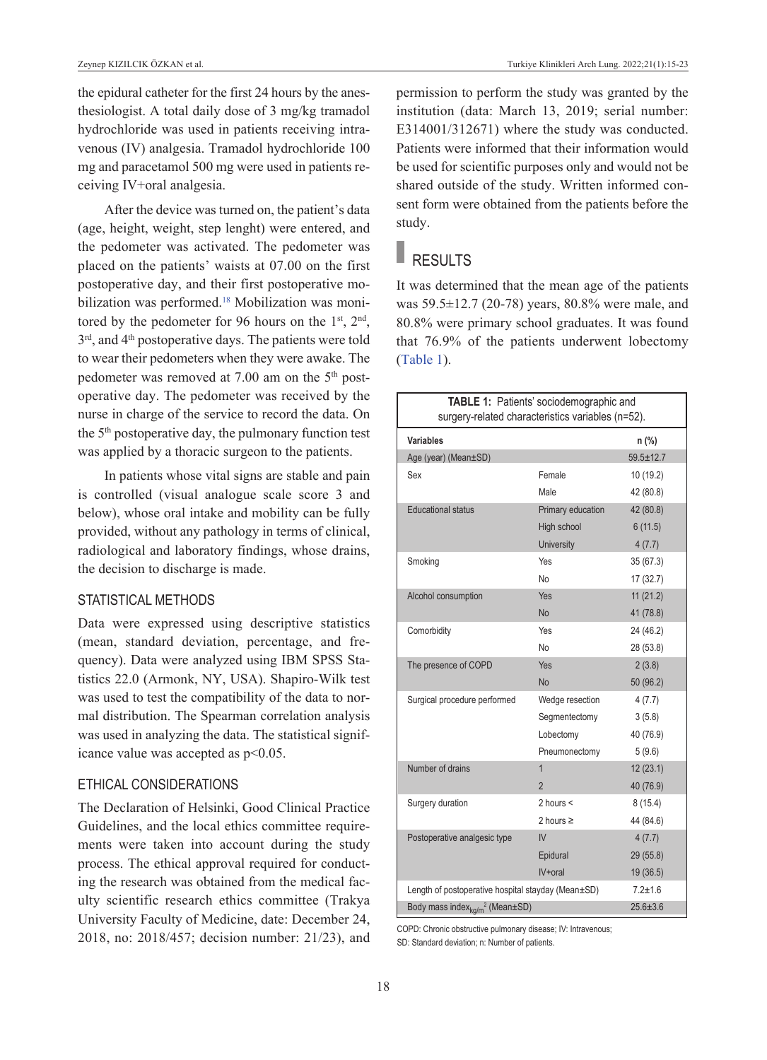the epidural catheter for the first 24 hours by the anesthesiologist. A total daily dose of 3 mg/kg tramadol hydrochloride was used in patients receiving intravenous (IV) analgesia. Tramadol hydrochloride 100 mg and paracetamol 500 mg were used in patients receiving IV+oral analgesia.

After the device was turned on, the patient's data (age, height, weight, step lenght) were entered, and the pedometer was activated. The pedometer was placed on the patients' waists at 07.00 on the first postoperative day, and their first postoperative mobilization was performed.[18] Mobilization was monitored by the pedometer for 96 hours on the 1st, 2nd, 3rd, and 4th postoperative days. The patients were told to wear their pedometers when they were awake. The pedometer was removed at 7.00 am on the 5th postoperative day. The pedometer was received by the nurse in charge of the service to record the data. On the 5th postoperative day, the pulmonary function test was applied by a thoracic surgeon to the patients.

In patients whose vital signs are stable and pain is controlled (visual analogue scale score 3 and below), whose oral intake and mobility can be fully provided, without any pathology in terms of clinical, radiological and laboratory findings, whose drains, the decision to discharge is made.

### STATISTICAL METHODS

Data were expressed using descriptive statistics (mean, standard deviation, percentage, and frequency). Data were analyzed using IBM SPSS Statistics 22.0 (Armonk, NY, USA). Shapiro-Wilk test was used to test the compatibility of the data to normal distribution. The Spearman correlation analysis was used in analyzing the data. The statistical significance value was accepted as $p<0.05$.

### ETHICAL CONSIDERATIONS

The Declaration of Helsinki, Good Clinical Practice Guidelines, and the local ethics committee requirements were taken into account during the study process. The ethical approval required for conducting the research was obtained from the medical faculty scientific research ethics committee (Trakya University Faculty of Medicine, date: December 24, 2018, no: 2018/457; decision number: 21/23), and permission to perform the study was granted by the institution (data: March 13, 2019; serial number: E314001/312671) where the study was conducted. Patients were informed that their information would be used for scientific purposes only and would not be shared outside of the study. Written informed consent form were obtained from the patients before the study.

## RESULTS

It was determined that the mean age of the patients was 59.5±12.7 (20-78) years, 80.8% were male, and 80.8% were primary school graduates. It was found that 76.9% of the patients underwent lobectomy (Table 1).

**TABLE 1:** Patients' sociodemographic and surgery-related characteristics variables (n=52).

| Variables | | n (%) |
|---|---|---|
| Age (year) (Mean±SD) | | 59.5±12.7 |
| Sex | Female | 10 (19.2) |
| | Male | 42 (80.8) |
| Educational status | Primary education | 42 (80.8) |
| | High school | 6 (11.5) |
| | University | 4 (7.7) |
| Smoking | Yes | 35 (67.3) |
| | No | 17 (32.7) |
| Alcohol consumption | Yes | 11 (21.2) |
| | No | 41 (78.8) |
| Comorbidity | Yes | 24 (46.2) |
| | No | 28 (53.8) |
| The presence of COPD | Yes | 2 (3.8) |
| | No | 50 (96.2) |
| Surgical procedure performed | Wedge resection | 4 (7.7) |
| | Segmentectomy | 3 (5.8) |
| | Lobectomy | 40 (76.9) |
| | Pneumonectomy | 5 (9.6) |
| Number of drains | 1 | 12 (23.1) |
| | 2 | 40 (76.9) |
| Surgery duration | 2 hours < | 8 (15.4) |
| | 2 hours ≥ | 44 (84.6) |
| Postoperative analgesic type | IV | 4 (7.7) |
| | Epidural | 29 (55.8) |
| | IV+oral | 19 (36.5) |
| Length of postoperative hospital stayday (Mean±SD) | | 7.2±1.6 |
| Body mass index$_{kg/m^2}$ (Mean±SD) | | 25.6±3.6 |

COPD: Chronic obstructive pulmonary disease; IV: Intravenous; SD: Standard deviation; n: Number of patients.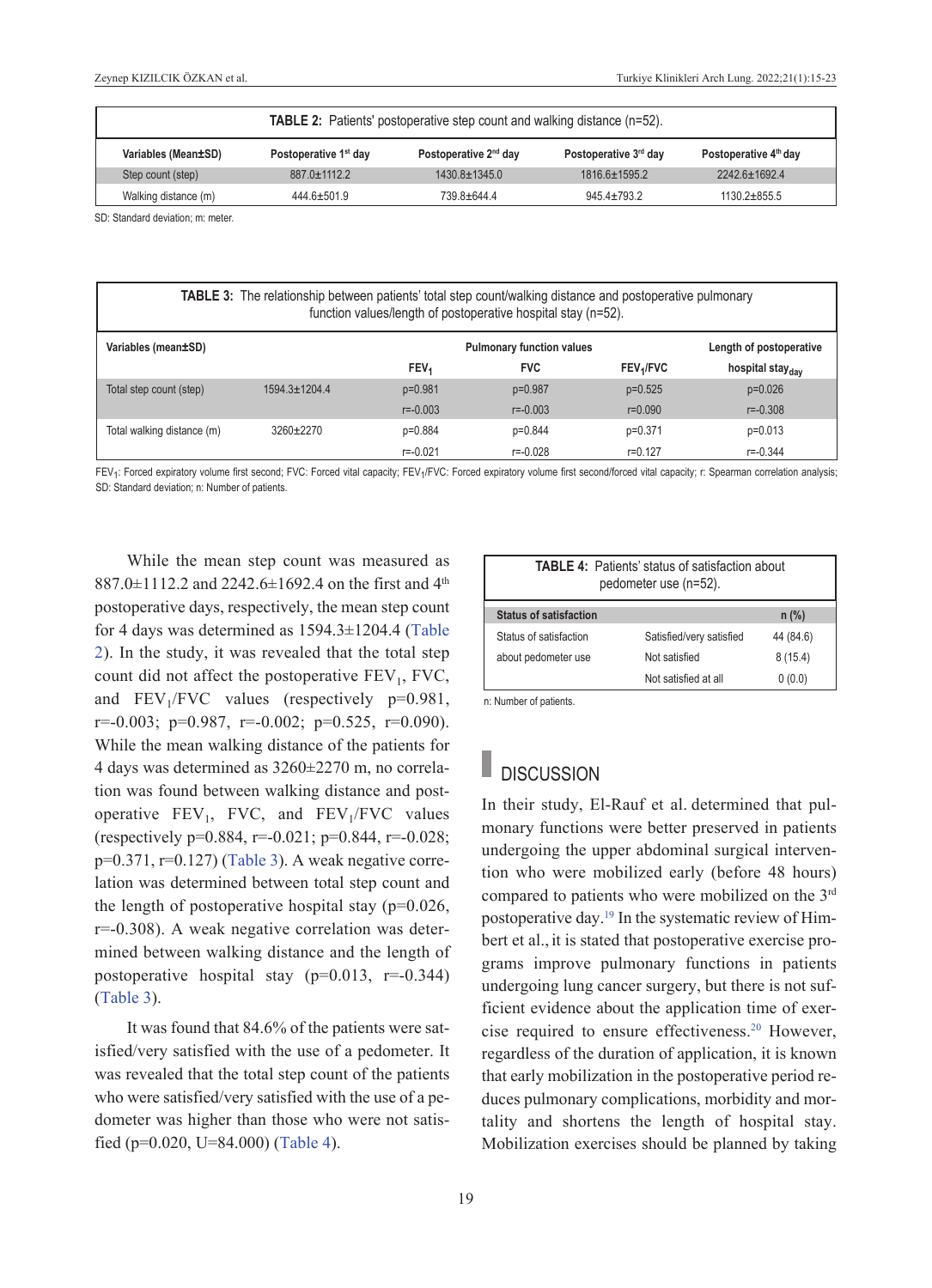**TABLE 2:** Patients' postoperative step count and walking distance (n=52).

| Variables (Mean±SD) | Postoperative 1st day | Postoperative 2nd day | Postoperative 3rd day | Postoperative 4th day |
|---|---|---|---|---|
| Step count (step) | 887.0±1112.2 | 1430.8±1345.0 | 1816.6±1595.2 | 2242.6±1692.4 |
| Walking distance (m) | 444.6±501.9 | 739.8±644.4 | 945.4±793.2 | 1130.2±855.5 |

SD: Standard deviation; m: meter.

**TABLE 3:** The relationship between patients' total step count/walking distance and postoperative pulmonary function values/length of postoperative hospital stay (n=52).

| Variables (mean±SD) | | Pulmonary function values | | | Length of postoperative |
|---|---|---|---|---|---|
| | | $FEV_1$ | FVC | $FEV_1$/FVC | hospital $stay_{day}$ |
| Total step count (step) | 1594.3±1204.4 | p=0.981 | p=0.987 | p=0.525 | p=0.026 |
| | | r=-0.003 | r=-0.003 | r=0.090 | r=-0.308 |
| Total walking distance (m) | 3260±2270 | p=0.884 | p=0.844 | p=0.371 | p=0.013 |
| | | r=-0.021 | r=-0.028 | r=0.127 | r=-0.344 |

$FEV_1$: Forced expiratory volume first second; FVC: Forced vital capacity; $FEV_1$/FVC: Forced expiratory volume first second/forced vital capacity; r: Spearman correlation analysis; SD: Standard deviation; n: Number of patients.

While the mean step count was measured as 887.0±1112.2 and 2242.6±1692.4 on the first and 4th postoperative days, respectively, the mean step count for 4 days was determined as 1594.3±1204.4 (Table 2). In the study, it was revealed that the total step count did not affect the postoperative $FEV_1$, FVC, and $FEV_1$/FVC values (respectively p=0.981, r=-0.003; p=0.987, r=-0.002; p=0.525, r=0.090). While the mean walking distance of the patients for 4 days was determined as 3260±2270 m, no correlation was found between walking distance and postoperative $FEV_1$, FVC, and $FEV_1$/FVC values (respectively p=0.884, r=-0.021; p=0.844, r=-0.028; p=0.371, r=0.127) (Table 3). A weak negative correlation was determined between total step count and the length of postoperative hospital stay (p=0.026, r=-0.308). A weak negative correlation was determined between walking distance and the length of postoperative hospital stay (p=0.013, r=-0.344) (Table 3).

It was found that 84.6% of the patients were satisfied/very satisfied with the use of a pedometer. It was revealed that the total step count of the patients who were satisfied/very satisfied with the use of a pedometer was higher than those who were not satisfied (p=0.020, U=84.000) (Table 4).

**TABLE 4:** Patients' status of satisfaction about pedometer use (n=52).

| Status of satisfaction | | n (%) |
|---|---|---|
| Status of satisfaction about pedometer use | Satisfied/very satisfied | 44 (84.6) |
| | Not satisfied | 8 (15.4) |
| | Not satisfied at all | 0 (0.0) |

n: Number of patients.

## DISCUSSION

In their study, El-Rauf et al. determined that pulmonary functions were better preserved in patients undergoing the upper abdominal surgical intervention who were mobilized early (before 48 hours) compared to patients who were mobilized on the 3rd postoperative day.[19] In the systematic review of Himbert et al., it is stated that postoperative exercise programs improve pulmonary functions in patients undergoing lung cancer surgery, but there is not sufficient evidence about the application time of exercise required to ensure effectiveness.[20] However, regardless of the duration of application, it is known that early mobilization in the postoperative period reduces pulmonary complications, morbidity and mortality and shortens the length of hospital stay. Mobilization exercises should be planned by taking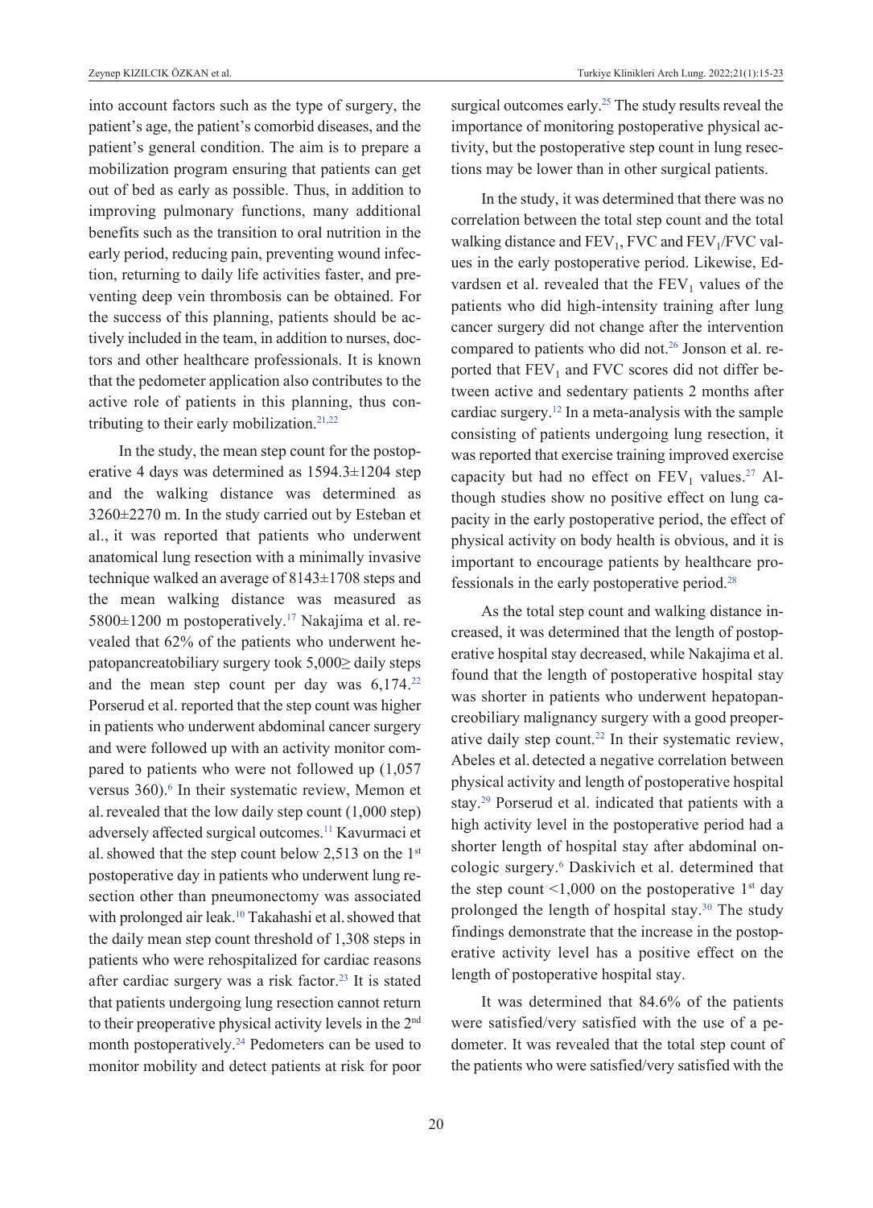into account factors such as the type of surgery, the patient's age, the patient's comorbid diseases, and the patient's general condition. The aim is to prepare a mobilization program ensuring that patients can get out of bed as early as possible. Thus, in addition to improving pulmonary functions, many additional benefits such as the transition to oral nutrition in the early period, reducing pain, preventing wound infection, returning to daily life activities faster, and preventing deep vein thrombosis can be obtained. For the success of this planning, patients should be actively included in the team, in addition to nurses, doctors and other healthcare professionals. It is known that the pedometer application also contributes to the active role of patients in this planning, thus contributing to their early mobilization.[21,22]

In the study, the mean step count for the postoperative 4 days was determined as 1594.3±1204 step and the walking distance was determined as 3260±2270 m. In the study carried out by Esteban et al., it was reported that patients who underwent anatomical lung resection with a minimally invasive technique walked an average of 8143±1708 steps and the mean walking distance was measured as 5800±1200 m postoperatively.[17] Nakajima et al. revealed that 62% of the patients who underwent hepatopancreatobiliary surgery took 5,000≥ daily steps and the mean step count per day was 6,174.[22] Porserud et al. reported that the step count was higher in patients who underwent abdominal cancer surgery and were followed up with an activity monitor compared to patients who were not followed up (1,057 versus 360).[6] In their systematic review, Memon et al. revealed that the low daily step count (1,000 step) adversely affected surgical outcomes.[11] Kavurmaci et al. showed that the step count below 2,513 on the 1st postoperative day in patients who underwent lung resection other than pneumonectomy was associated with prolonged air leak.[10] Takahashi et al. showed that the daily mean step count threshold of 1,308 steps in patients who were rehospitalized for cardiac reasons after cardiac surgery was a risk factor.[23] It is stated that patients undergoing lung resection cannot return to their preoperative physical activity levels in the 2nd month postoperatively.[24] Pedometers can be used to monitor mobility and detect patients at risk for poor surgical outcomes early.[25] The study results reveal the importance of monitoring postoperative physical activity, but the postoperative step count in lung resections may be lower than in other surgical patients.

In the study, it was determined that there was no correlation between the total step count and the total walking distance and $FEV_1$, FVC and $FEV_1$/FVC values in the early postoperative period. Likewise, Edvardsen et al. revealed that the $FEV_1$ values of the patients who did high-intensity training after lung cancer surgery did not change after the intervention compared to patients who did not.[26] Jonson et al. reported that $FEV_1$ and FVC scores did not differ between active and sedentary patients 2 months after cardiac surgery.[12] In a meta-analysis with the sample consisting of patients undergoing lung resection, it was reported that exercise training improved exercise capacity but had no effect on $FEV_1$ values.[27] Although studies show no positive effect on lung capacity in the early postoperative period, the effect of physical activity on body health is obvious, and it is important to encourage patients by healthcare professionals in the early postoperative period.[28]

As the total step count and walking distance increased, it was determined that the length of postoperative hospital stay decreased, while Nakajima et al. found that the length of postoperative hospital stay was shorter in patients who underwent hepatopancreobiliary malignancy surgery with a good preoperative daily step count.[22] In their systematic review, Abeles et al. detected a negative correlation between physical activity and length of postoperative hospital stay.[29] Porserud et al. indicated that patients with a high activity level in the postoperative period had a shorter length of hospital stay after abdominal oncologic surgery.[6] Daskivich et al. determined that the step count <1,000 on the postoperative 1st day prolonged the length of hospital stay.[30] The study findings demonstrate that the increase in the postoperative activity level has a positive effect on the length of postoperative hospital stay.

It was determined that 84.6% of the patients were satisfied/very satisfied with the use of a pedometer. It was revealed that the total step count of the patients who were satisfied/very satisfied with the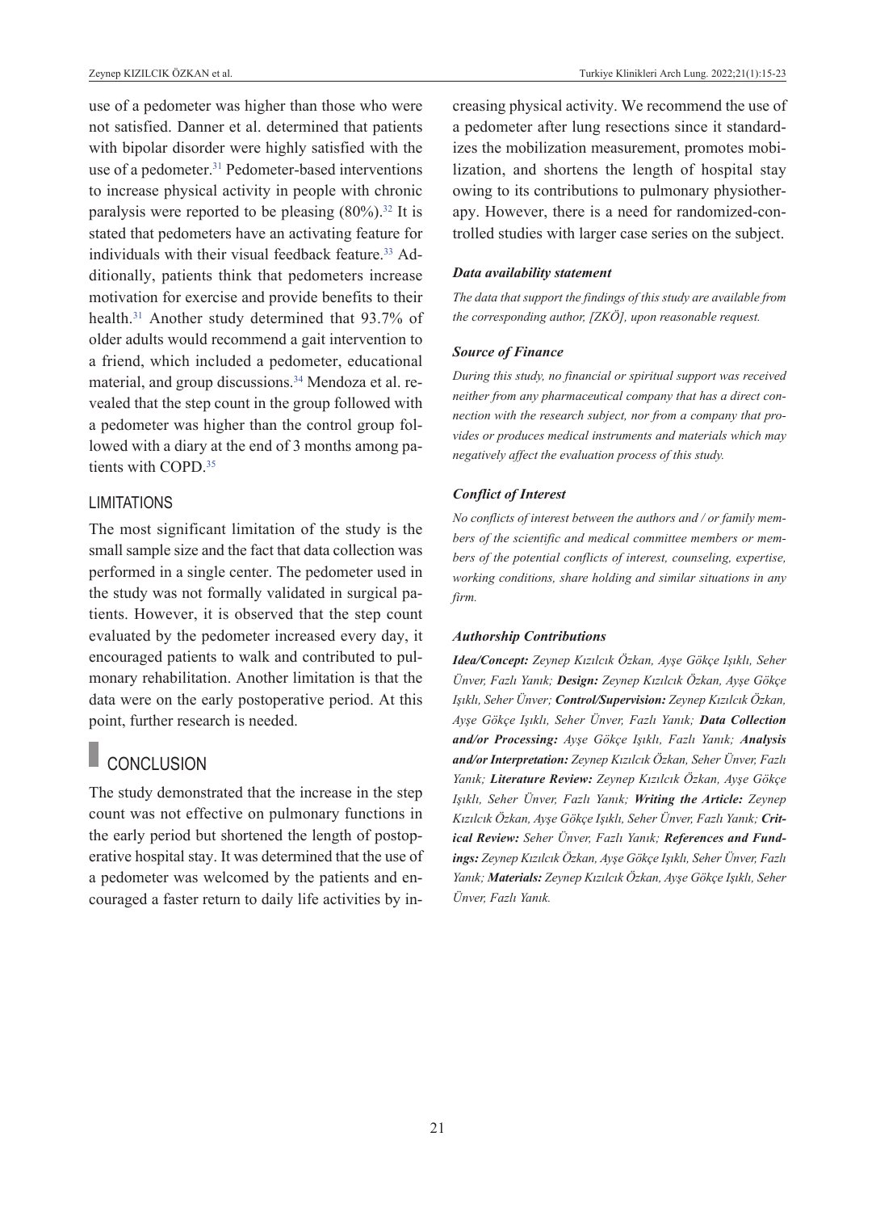use of a pedometer was higher than those who were not satisfied. Danner et al. determined that patients with bipolar disorder were highly satisfied with the use of a pedometer.[31] Pedometer-based interventions to increase physical activity in people with chronic paralysis were reported to be pleasing (80%).[32] It is stated that pedometers have an activating feature for individuals with their visual feedback feature.[33] Additionally, patients think that pedometers increase motivation for exercise and provide benefits to their health.[31] Another study determined that 93.7% of older adults would recommend a gait intervention to a friend, which included a pedometer, educational material, and group discussions.[34] Mendoza et al. revealed that the step count in the group followed with a pedometer was higher than the control group followed with a diary at the end of 3 months among patients with COPD.[35]

### LIMITATIONS

The most significant limitation of the study is the small sample size and the fact that data collection was performed in a single center. The pedometer used in the study was not formally validated in surgical patients. However, it is observed that the step count evaluated by the pedometer increased every day, it encouraged patients to walk and contributed to pulmonary rehabilitation. Another limitation is that the data were on the early postoperative period. At this point, further research is needed.

## CONCLUSION

The study demonstrated that the increase in the step count was not effective on pulmonary functions in the early period but shortened the length of postoperative hospital stay. It was determined that the use of a pedometer was welcomed by the patients and encouraged a faster return to daily life activities by increasing physical activity. We recommend the use of a pedometer after lung resections since it standardizes the mobilization measurement, promotes mobilization, and shortens the length of hospital stay owing to its contributions to pulmonary physiotherapy. However, there is a need for randomized-controlled studies with larger case series on the subject.

#### Data availability statement

*The data that support the findings of this study are available from the corresponding author, [ZKÖ], upon reasonable request.*

#### Source of Finance

*During this study, no financial or spiritual support was received neither from any pharmaceutical company that has a direct connection with the research subject, nor from a company that provides or produces medical instruments and materials which may negatively affect the evaluation process of this study.*

#### Conflict of Interest

*No conflicts of interest between the authors and / or family members of the scientific and medical committee members or members of the potential conflicts of interest, counseling, expertise, working conditions, share holding and similar situations in any firm.*

#### Authorship Contributions

***Idea/Concept:*** *Zeynep Kızılcık Özkan, Ayşe Gökçe Işıklı, Seher Ünver, Fazlı Yanık;* ***Design:*** *Zeynep Kızılcık Özkan, Ayşe Gökçe Işıklı, Seher Ünver;* ***Control/Supervision:*** *Zeynep Kızılcık Özkan, Ayşe Gökçe Işıklı, Seher Ünver, Fazlı Yanık;* ***Data Collection and/or Processing:*** *Ayşe Gökçe Işıklı, Fazlı Yanık;* ***Analysis and/or Interpretation:*** *Zeynep Kızılcık Özkan, Seher Ünver, Fazlı Yanık;* ***Literature Review:*** *Zeynep Kızılcık Özkan, Ayşe Gökçe Işıklı, Seher Ünver, Fazlı Yanık;* ***Writing the Article:*** *Zeynep Kızılcık Özkan, Ayşe Gökçe Işıklı, Seher Ünver, Fazlı Yanık;* ***Critical Review:*** *Seher Ünver, Fazlı Yanık;* ***References and Fundings:*** *Zeynep Kızılcık Özkan, Ayşe Gökçe Işıklı, Seher Ünver, Fazlı Yanık;* ***Materials:*** *Zeynep Kızılcık Özkan, Ayşe Gökçe Işıklı, Seher Ünver, Fazlı Yanık.*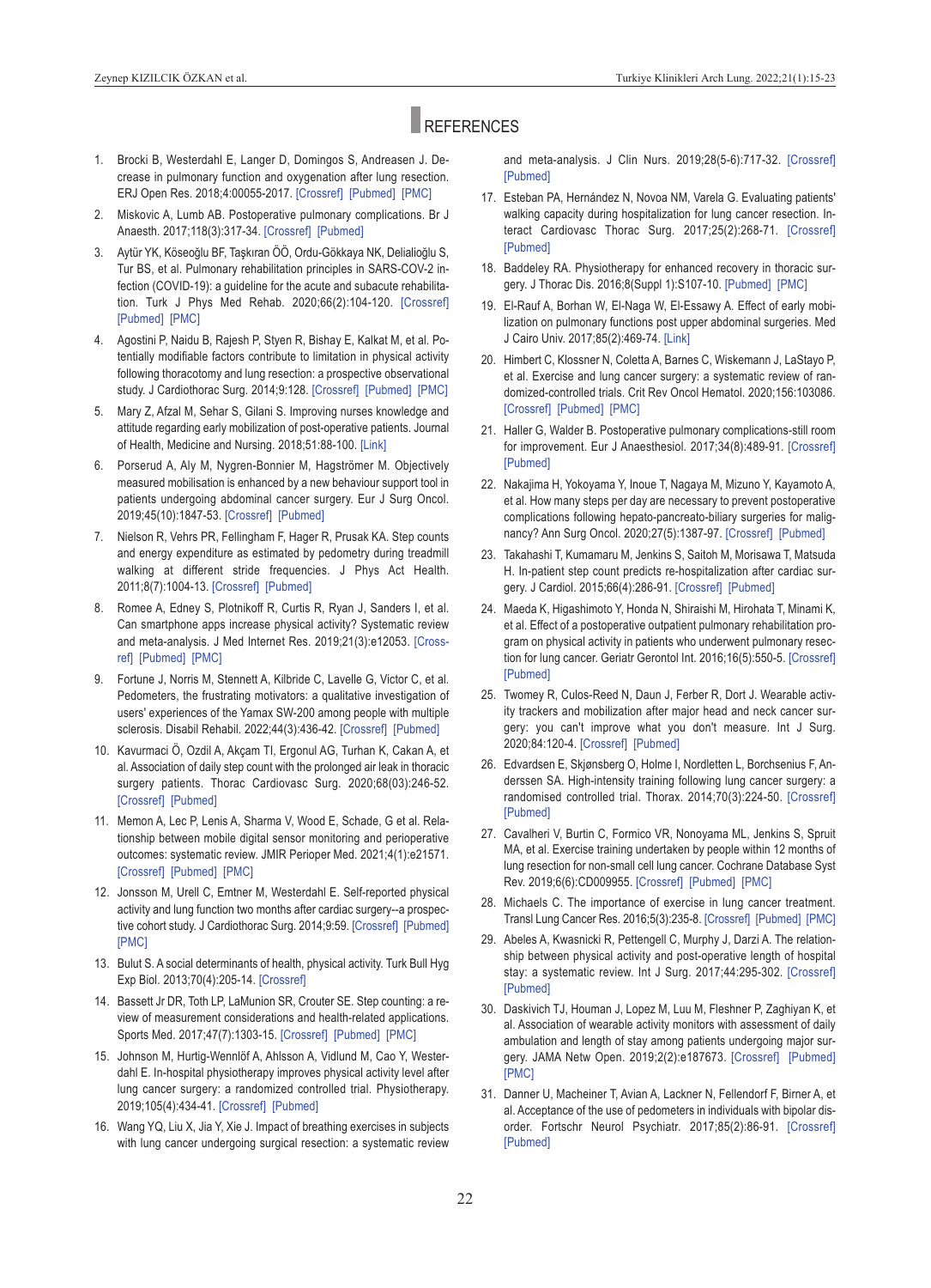## REFERENCES

1. Brocki B, Westerdahl E, Langer D, Domingos S, Andreasen J. Decrease in pulmonary function and oxygenation after lung resection. ERJ Open Res. 2018;4:00055-2017. [Crossref] [Pubmed] [PMC]
2. Miskovic A, Lumb AB. Postoperative pulmonary complications. Br J Anaesth. 2017;118(3):317-34. [Crossref] [Pubmed]
3. Aytür YK, Köseoğlu BF, Taşkıran ÖÖ, Ordu-Gökkaya NK, Delialioğlu S, Tur BS, et al. Pulmonary rehabilitation principles in SARS-COV-2 infection (COVID-19): a guideline for the acute and subacute rehabilitation. Turk J Phys Med Rehab. 2020;66(2):104-120. [Crossref] [Pubmed] [PMC]
4. Agostini P, Naidu B, Rajesh P, Styen R, Bishay E, Kalkat M, et al. Potentially modifiable factors contribute to limitation in physical activity following thoracotomy and lung resection: a prospective observational study. J Cardiothorac Surg. 2014;9:128. [Crossref] [Pubmed] [PMC]
5. Mary Z, Afzal M, Sehar S, Gilani S. Improving nurses knowledge and attitude regarding early mobilization of post-operative patients. Journal of Health, Medicine and Nursing. 2018;51:88-100. [Link]
6. Porserud A, Aly M, Nygren-Bonnier M, Hagströmer M. Objectively measured mobilisation is enhanced by a new behaviour support tool in patients undergoing abdominal cancer surgery. Eur J Surg Oncol. 2019;45(10):1847-53. [Crossref] [Pubmed]
7. Nielson R, Vehrs PR, Fellingham F, Hager R, Prusak KA. Step counts and energy expenditure as estimated by pedometry during treadmill walking at different stride frequencies. J Phys Act Health. 2011;8(7):1004-13. [Crossref] [Pubmed]
8. Romee A, Edney S, Plotnikoff R, Curtis R, Ryan J, Sanders I, et al. Can smartphone apps increase physical activity? Systematic review and meta-analysis. J Med Internet Res. 2019;21(3):e12053. [Crossref] [Pubmed] [PMC]
9. Fortune J, Norris M, Stennett A, Kilbride C, Lavelle G, Victor C, et al. Pedometers, the frustrating motivators: a qualitative investigation of users' experiences of the Yamax SW-200 among people with multiple sclerosis. Disabil Rehabil. 2022;44(3):436-42. [Crossref] [Pubmed]
10. Kavurmaci Ö, Ozdil A, Akçam TI, Ergonul AG, Turhan K, Cakan A, et al. Association of daily step count with the prolonged air leak in thoracic surgery patients. Thorac Cardiovasc Surg. 2020;68(03):246-52. [Crossref] [Pubmed]
11. Memon A, Lec P, Lenis A, Sharma V, Wood E, Schade, G et al. Relationship between mobile digital sensor monitoring and perioperative outcomes: systematic review. JMIR Perioper Med. 2021;4(1):e21571. [Crossref] [Pubmed] [PMC]
12. Jonsson M, Urell C, Emtner M, Westerdahl E. Self-reported physical activity and lung function two months after cardiac surgery--a prospective cohort study. J Cardiothorac Surg. 2014;9:59. [Crossref] [Pubmed] [PMC]
13. Bulut S. A social determinants of health, physical activity. Turk Bull Hyg Exp Biol. 2013;70(4):205-14. [Crossref]
14. Bassett Jr DR, Toth LP, LaMunion SR, Crouter SE. Step counting: a review of measurement considerations and health-related applications. Sports Med. 2017;47(7):1303-15. [Crossref] [Pubmed] [PMC]
15. Johnson M, Hurtig-Wennlöf A, Ahlsson A, Vidlund M, Cao Y, Westerdahl E. In-hospital physiotherapy improves physical activity level after lung cancer surgery: a randomized controlled trial. Physiotherapy. 2019;105(4):434-41. [Crossref] [Pubmed]
16. Wang YQ, Liu X, Jia Y, Xie J. Impact of breathing exercises in subjects with lung cancer undergoing surgical resection: a systematic review and meta-analysis. J Clin Nurs. 2019;28(5-6):717-32. [Crossref] [Pubmed]
17. Esteban PA, Hernández N, Novoa NM, Varela G. Evaluating patients' walking capacity during hospitalization for lung cancer resection. Interact Cardiovasc Thorac Surg. 2017;25(2):268-71. [Crossref] [Pubmed]
18. Baddeley RA. Physiotherapy for enhanced recovery in thoracic surgery. J Thorac Dis. 2016;8(Suppl 1):S107-10. [Pubmed] [PMC]
19. El-Rauf A, Borhan W, El-Naga W, El-Essawy A. Effect of early mobilization on pulmonary functions post upper abdominal surgeries. Med J Cairo Univ. 2017;85(2):469-74. [Link]
20. Himbert C, Klossner N, Coletta A, Barnes C, Wiskemann J, LaStayo P, et al. Exercise and lung cancer surgery: a systematic review of randomized-controlled trials. Crit Rev Oncol Hematol. 2020;156:103086. [Crossref] [Pubmed] [PMC]
21. Haller G, Walder B. Postoperative pulmonary complications-still room for improvement. Eur J Anaesthesiol. 2017;34(8):489-91. [Crossref] [Pubmed]
22. Nakajima H, Yokoyama Y, Inoue T, Nagaya M, Mizuno Y, Kayamoto A, et al. How many steps per day are necessary to prevent postoperative complications following hepato-pancreato-biliary surgeries for malignancy? Ann Surg Oncol. 2020;27(5):1387-97. [Crossref] [Pubmed]
23. Takahashi T, Kumamaru M, Jenkins S, Saitoh M, Morisawa T, Matsuda H. In-patient step count predicts re-hospitalization after cardiac surgery. J Cardiol. 2015;66(4):286-91. [Crossref] [Pubmed]
24. Maeda K, Higashimoto Y, Honda N, Shiraishi M, Hirohata T, Minami K, et al. Effect of a postoperative outpatient pulmonary rehabilitation program on physical activity in patients who underwent pulmonary resection for lung cancer. Geriatr Gerontol Int. 2016;16(5):550-5. [Crossref] [Pubmed]
25. Twomey R, Culos-Reed N, Daun J, Ferber R, Dort J. Wearable activity trackers and mobilization after major head and neck cancer surgery: you can't improve what you don't measure. Int J Surg. 2020;84:120-4. [Crossref] [Pubmed]
26. Edvardsen E, Skjønsberg O, Holme I, Nordletten L, Borchsenius F, Anderssen SA. High-intensity training following lung cancer surgery: a randomised controlled trial. Thorax. 2014;70(3):224-50. [Crossref] [Pubmed]
27. Cavalheri V, Burtin C, Formico VR, Nonoyama ML, Jenkins S, Spruit MA, et al. Exercise training undertaken by people within 12 months of lung resection for non-small cell lung cancer. Cochrane Database Syst Rev. 2019;6(6):CD009955. [Crossref] [Pubmed] [PMC]
28. Michaels C. The importance of exercise in lung cancer treatment. Transl Lung Cancer Res. 2016;5(3):235-8. [Crossref] [Pubmed] [PMC]
29. Abeles A, Kwasnicki R, Pettengell C, Murphy J, Darzi A. The relationship between physical activity and post-operative length of hospital stay: a systematic review. Int J Surg. 2017;44:295-302. [Crossref] [Pubmed]
30. Daskivich TJ, Houman J, Lopez M, Luu M, Fleshner P, Zaghiyan K, et al. Association of wearable activity monitors with assessment of daily ambulation and length of stay among patients undergoing major surgery. JAMA Netw Open. 2019;2(2):e187673. [Crossref] [Pubmed] [PMC]
31. Danner U, Macheiner T, Avian A, Lackner N, Fellendorf F, Birner A, et al. Acceptance of the use of pedometers in individuals with bipolar disorder. Fortschr Neurol Psychiatr. 2017;85(2):86-91. [Crossref] [Pubmed]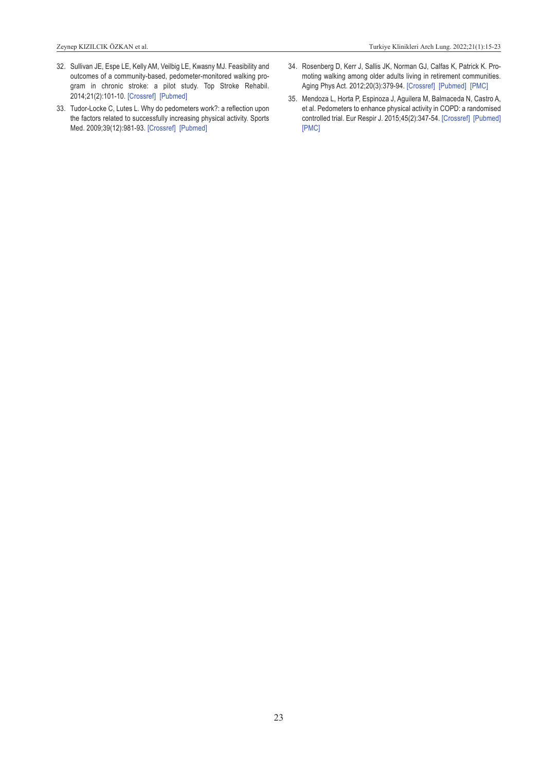32. Sullivan JE, Espe LE, Kelly AM, Veilbig LE, Kwasny MJ. Feasibility and outcomes of a community-based, pedometer-monitored walking program in chronic stroke: a pilot study. Top Stroke Rehabil. 2014;21(2):101-10. [Crossref] [Pubmed]

33. Tudor-Locke C, Lutes L. Why do pedometers work?: a reflection upon the factors related to successfully increasing physical activity. Sports Med. 2009;39(12):981-93. [Crossref] [Pubmed]

34. Rosenberg D, Kerr J, Sallis JK, Norman GJ, Calfas K, Patrick K. Promoting walking among older adults living in retirement communities. Aging Phys Act. 2012;20(3):379-94. [Crossref] [Pubmed] [PMC]

35. Mendoza L, Horta P, Espinoza J, Aguilera M, Balmaceda N, Castro A, et al. Pedometers to enhance physical activity in COPD: a randomised controlled trial. Eur Respir J. 2015;45(2):347-54. [Crossref] [Pubmed] [PMC]